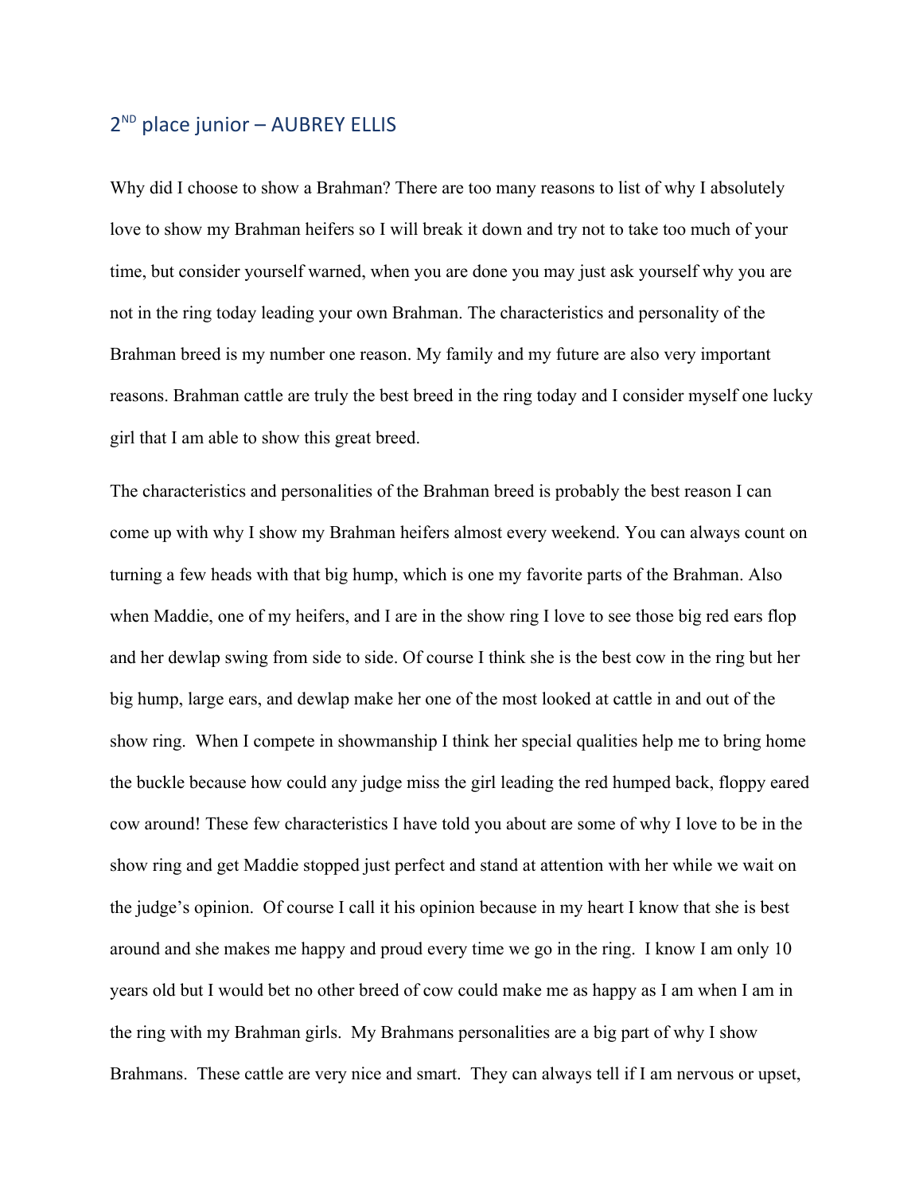## 2ND place junior – AUBREY ELLIS

Why did I choose to show a Brahman? There are too many reasons to list of why I absolutely love to show my Brahman heifers so I will break it down and try not to take too much of your time, but consider yourself warned, when you are done you may just ask yourself why you are not in the ring today leading your own Brahman. The characteristics and personality of the Brahman breed is my number one reason. My family and my future are also very important reasons. Brahman cattle are truly the best breed in the ring today and I consider myself one lucky girl that I am able to show this great breed.

The characteristics and personalities of the Brahman breed is probably the best reason I can come up with why I show my Brahman heifers almost every weekend. You can always count on turning a few heads with that big hump, which is one my favorite parts of the Brahman. Also when Maddie, one of my heifers, and I are in the show ring I love to see those big red ears flop and her dewlap swing from side to side. Of course I think she is the best cow in the ring but her big hump, large ears, and dewlap make her one of the most looked at cattle in and out of the show ring. When I compete in showmanship I think her special qualities help me to bring home the buckle because how could any judge miss the girl leading the red humped back, floppy eared cow around! These few characteristics I have told you about are some of why I love to be in the show ring and get Maddie stopped just perfect and stand at attention with her while we wait on the judge's opinion. Of course I call it his opinion because in my heart I know that she is best around and she makes me happy and proud every time we go in the ring. I know I am only 10 years old but I would bet no other breed of cow could make me as happy as I am when I am in the ring with my Brahman girls. My Brahmans personalities are a big part of why I show Brahmans. These cattle are very nice and smart. They can always tell if I am nervous or upset,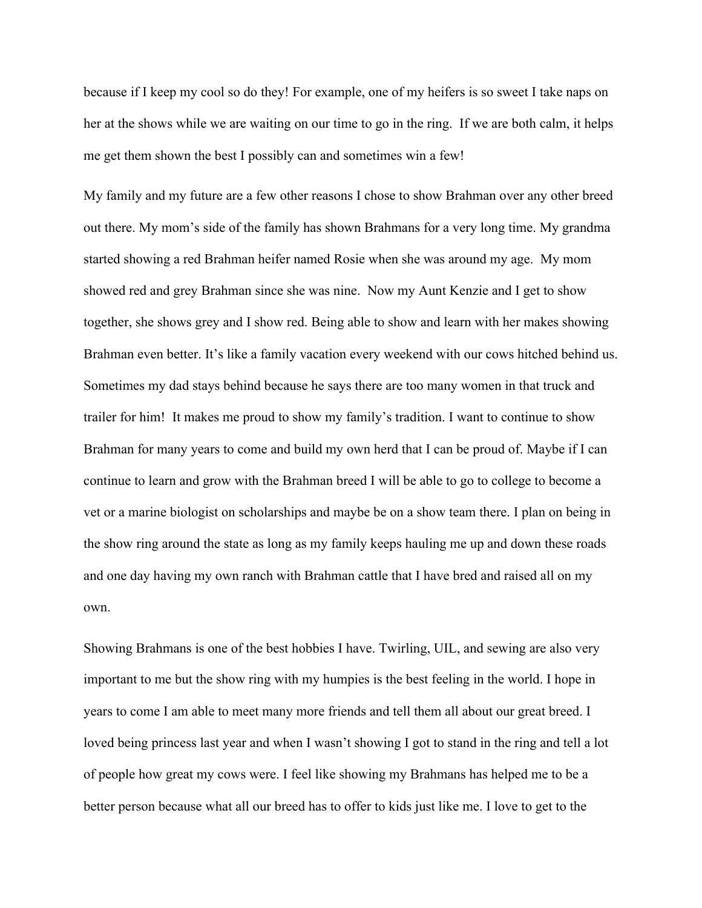because if I keep my cool so do they! For example, one of my heifers is so sweet I take naps on her at the shows while we are waiting on our time to go in the ring. If we are both calm, it helps me get them shown the best I possibly can and sometimes win a few!

My family and my future are a few other reasons I chose to show Brahman over any other breed out there. My mom's side of the family has shown Brahmans for a very long time. My grandma started showing a red Brahman heifer named Rosie when she was around my age. My mom showed red and grey Brahman since she was nine. Now my Aunt Kenzie and I get to show together, she shows grey and I show red. Being able to show and learn with her makes showing Brahman even better. It's like a family vacation every weekend with our cows hitched behind us. Sometimes my dad stays behind because he says there are too many women in that truck and trailer for him! It makes me proud to show my family's tradition. I want to continue to show Brahman for many years to come and build my own herd that I can be proud of. Maybe if I can continue to learn and grow with the Brahman breed I will be able to go to college to become a vet or a marine biologist on scholarships and maybe be on a show team there. I plan on being in the show ring around the state as long as my family keeps hauling me up and down these roads and one day having my own ranch with Brahman cattle that I have bred and raised all on my own.

Showing Brahmans is one of the best hobbies I have. Twirling, UIL, and sewing are also very important to me but the show ring with my humpies is the best feeling in the world. I hope in years to come I am able to meet many more friends and tell them all about our great breed. I loved being princess last year and when I wasn't showing I got to stand in the ring and tell a lot of people how great my cows were. I feel like showing my Brahmans has helped me to be a better person because what all our breed has to offer to kids just like me. I love to get to the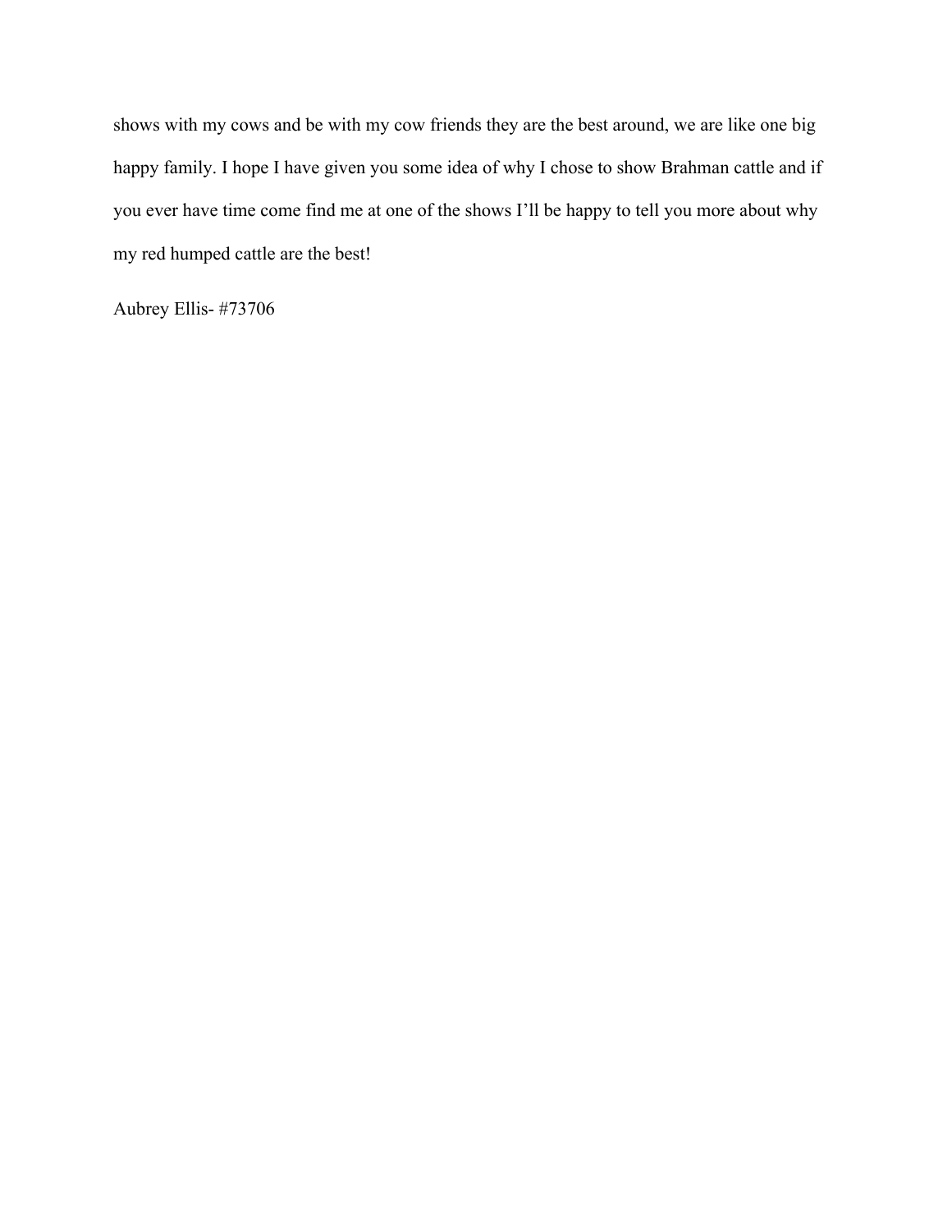shows with my cows and be with my cow friends they are the best around, we are like one big happy family. I hope I have given you some idea of why I chose to show Brahman cattle and if you ever have time come find me at one of the shows I'll be happy to tell you more about why my red humped cattle are the best!

Aubrey Ellis- #73706